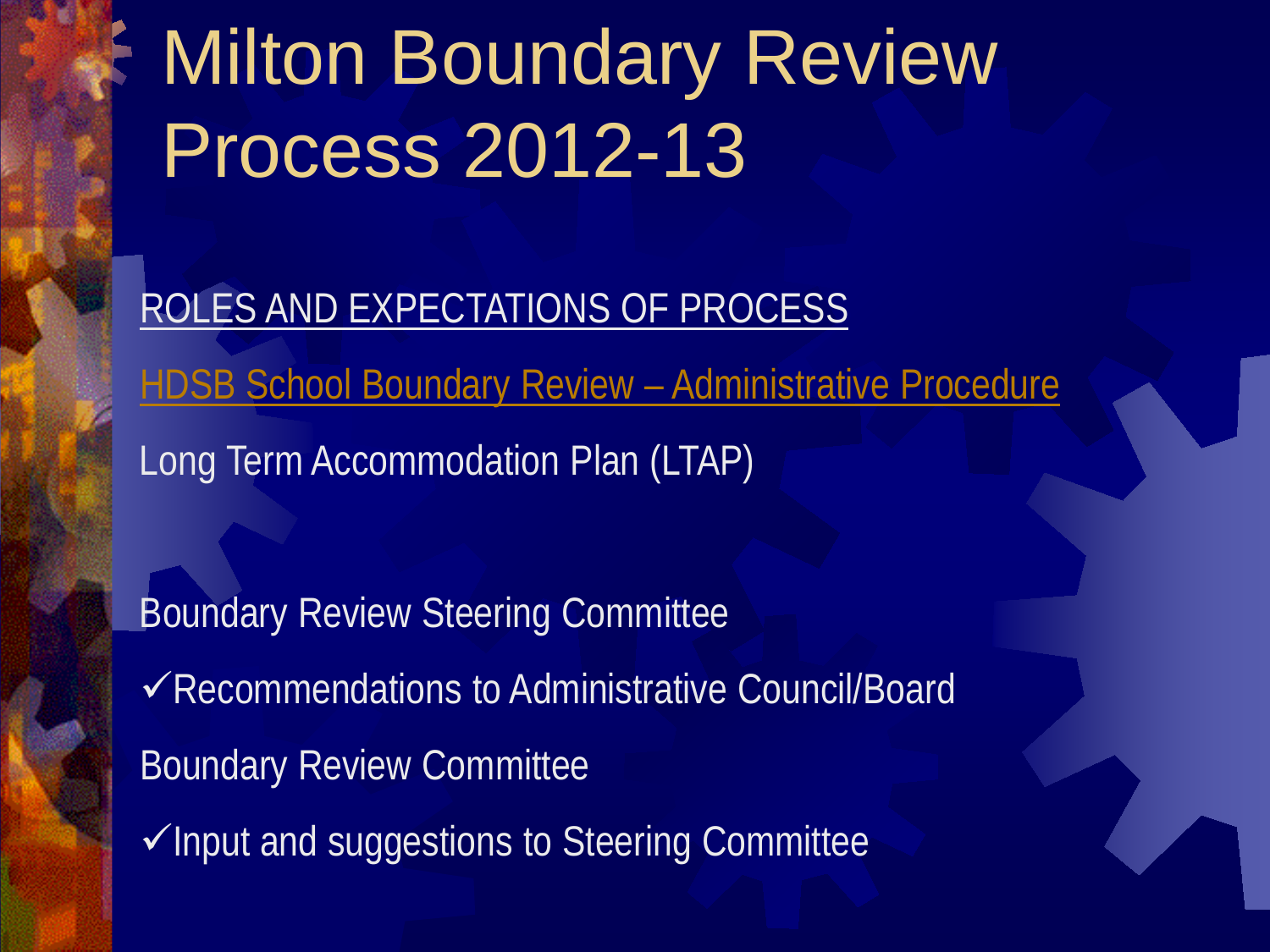# Milton Boundary Review Process 2012-13

ROLES AND EXPECTATIONS OF PROCESS

HDSB School Boundary Review – Administrative Procedure

Long Term Accommodation Plan (LTAP)

Boundary Review Steering Committee

✓Recommendations to Administrative Council/Board

Boundary Review Committee

✓Input and suggestions to Steering Committee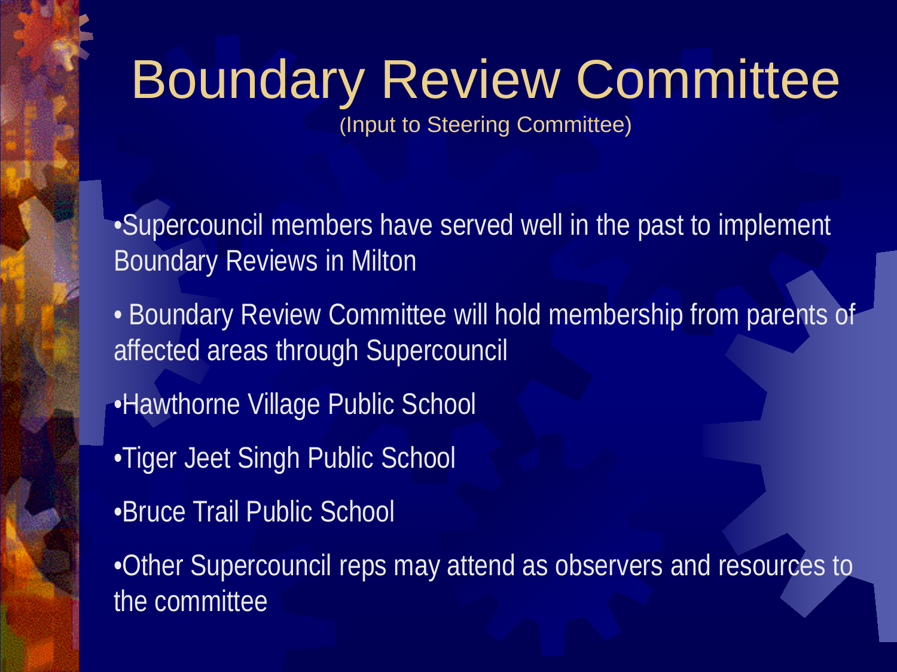# Boundary Review Committee

(Input to Steering Committee)

- Supercouncil members have served well in the past to implement Boundary Reviews in Milton
- Boundary Review Committee will hold membership from parents of affected areas through Supercouncil
- Hawthorne Village Public School
- Tiger Jeet Singh Public School
- Bruce Trail Public School
- Other Supercouncil reps may attend as observers and resources to the committee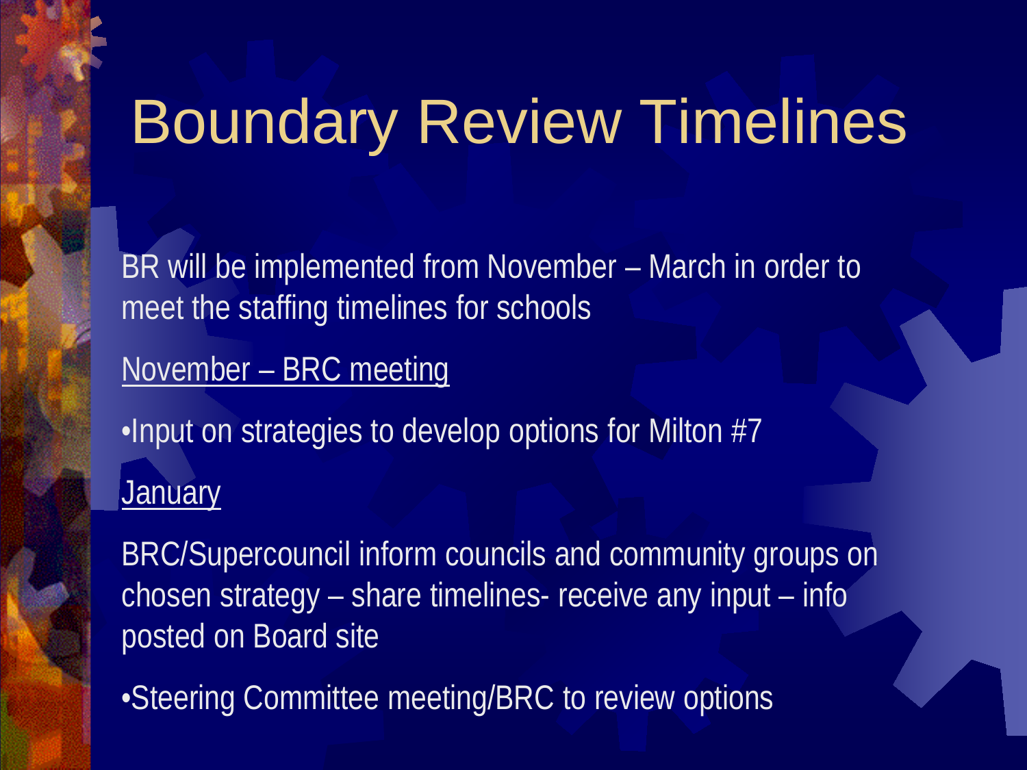# Boundary Review Timelines

BR will be implemented from November – March in order to meet the staffing timelines for schools

<u>November – BRC meeting</u>

- Input on strategies to develop options for Milton #7

<u>January</u>

BRC/Supercouncil inform councils and community groups on chosen strategy – share timelines- receive any input – info posted on Board site

- Steering Committee meeting/BRC to review options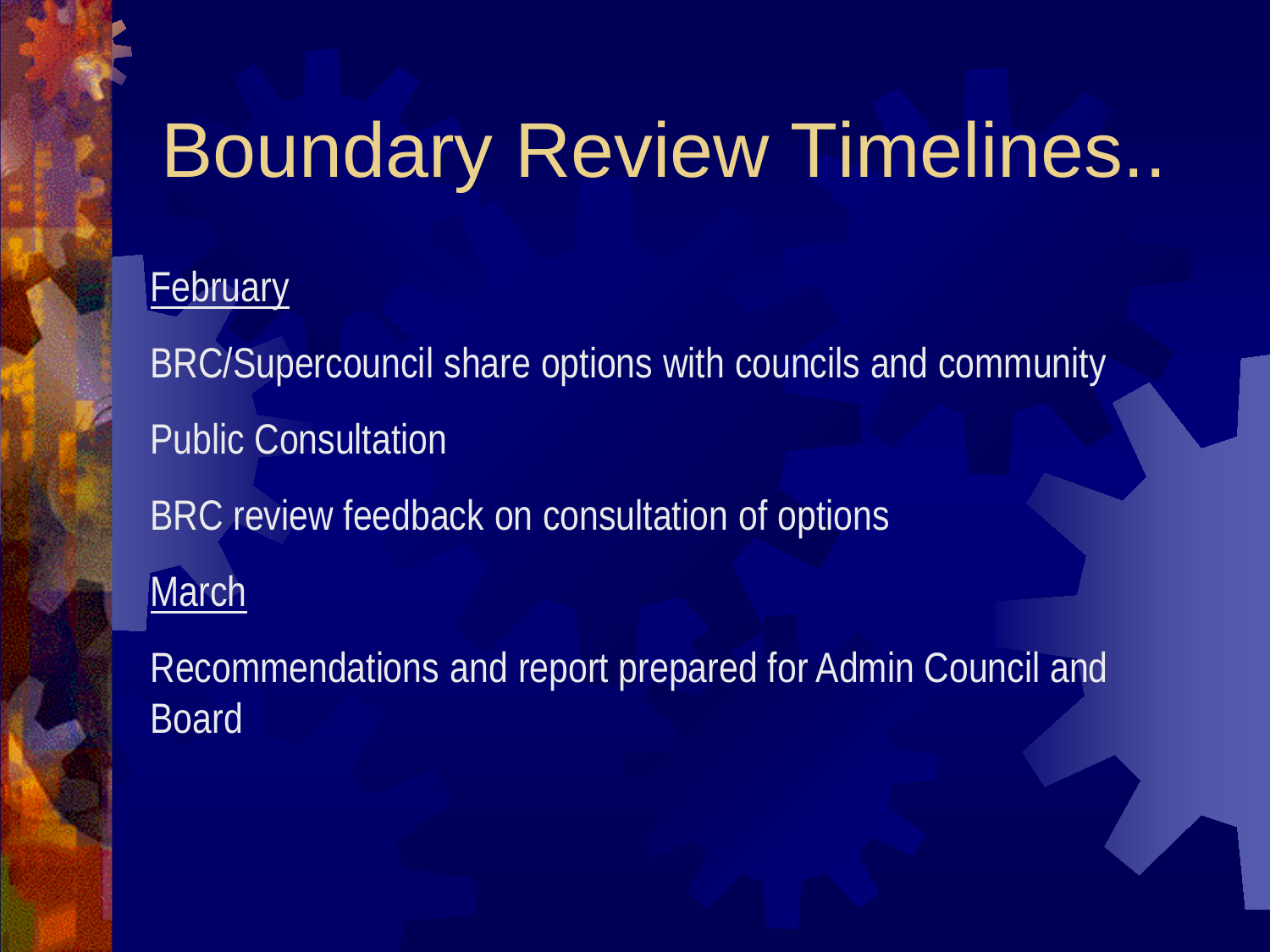# Boundary Review Timelines..

<u>February</u>

BRC/Supercouncil share options with councils and community

Public Consultation

BRC review feedback on consultation of options

<u>March</u>

Recommendations and report prepared for Admin Council and Board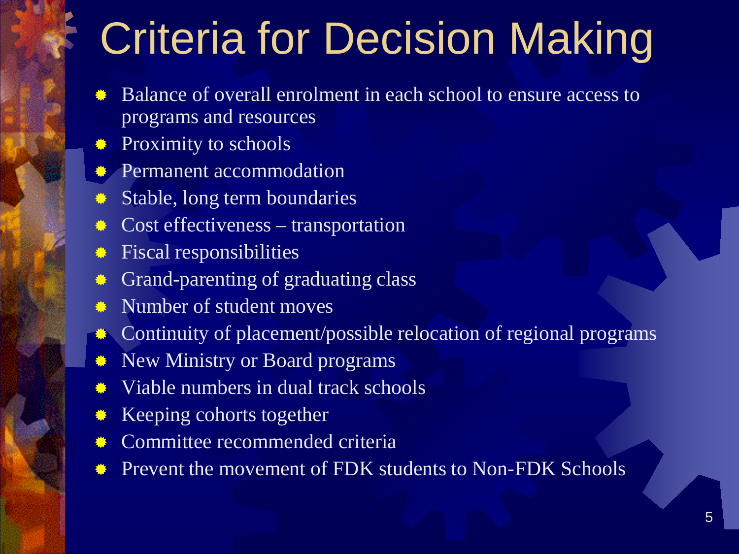# Criteria for Decision Making

- Balance of overall enrolment in each school to ensure access to programs and resources
- Proximity to schools
- Permanent accommodation
- Stable, long term boundaries
- Cost effectiveness – transportation
- Fiscal responsibilities
- Grand-parenting of graduating class
- Number of student moves
- Continuity of placement/possible relocation of regional programs
- New Ministry or Board programs
- Viable numbers in dual track schools
- Keeping cohorts together
- Committee recommended criteria
- Prevent the movement of FDK students to Non-FDK Schools